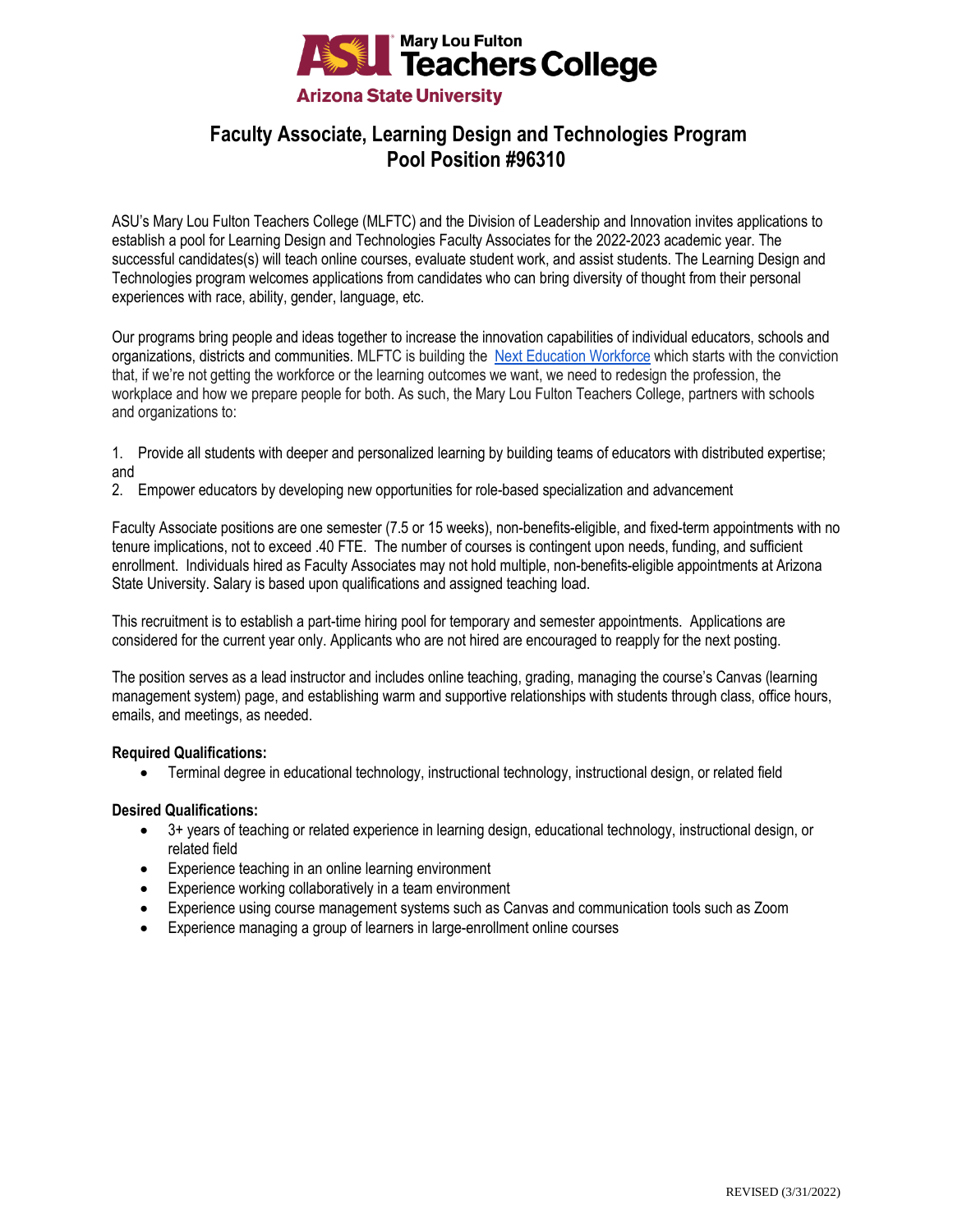Mary Lou Fulton Teachers College

Arizona State University

# Faculty Associate, Learning Design and Technologies Program
# Pool Position #96310

ASU's Mary Lou Fulton Teachers College (MLFTC) and the Division of Leadership and Innovation invites applications to establish a pool for Learning Design and Technologies Faculty Associates for the 2022-2023 academic year. The successful candidates(s) will teach online courses, evaluate student work, and assist students. The Learning Design and Technologies program welcomes applications from candidates who can bring diversity of thought from their personal experiences with race, ability, gender, language, etc.

Our programs bring people and ideas together to increase the innovation capabilities of individual educators, schools and organizations, districts and communities. MLFTC is building the [Next Education Workforce](Next Education Workforce) which starts with the conviction that, if we're not getting the workforce or the learning outcomes we want, we need to redesign the profession, the workplace and how we prepare people for both. As such, the Mary Lou Fulton Teachers College, partners with schools and organizations to:

1. Provide all students with deeper and personalized learning by building teams of educators with distributed expertise; and
2. Empower educators by developing new opportunities for role-based specialization and advancement

Faculty Associate positions are one semester (7.5 or 15 weeks), non-benefits-eligible, and fixed-term appointments with no tenure implications, not to exceed .40 FTE. The number of courses is contingent upon needs, funding, and sufficient enrollment. Individuals hired as Faculty Associates may not hold multiple, non-benefits-eligible appointments at Arizona State University. Salary is based upon qualifications and assigned teaching load.

This recruitment is to establish a part-time hiring pool for temporary and semester appointments. Applications are considered for the current year only. Applicants who are not hired are encouraged to reapply for the next posting.

The position serves as a lead instructor and includes online teaching, grading, managing the course's Canvas (learning management system) page, and establishing warm and supportive relationships with students through class, office hours, emails, and meetings, as needed.

**Required Qualifications:**

- Terminal degree in educational technology, instructional technology, instructional design, or related field

**Desired Qualifications:**

- 3+ years of teaching or related experience in learning design, educational technology, instructional design, or related field
- Experience teaching in an online learning environment
- Experience working collaboratively in a team environment
- Experience using course management systems such as Canvas and communication tools such as Zoom
- Experience managing a group of learners in large-enrollment online courses

REVISED (3/31/2022)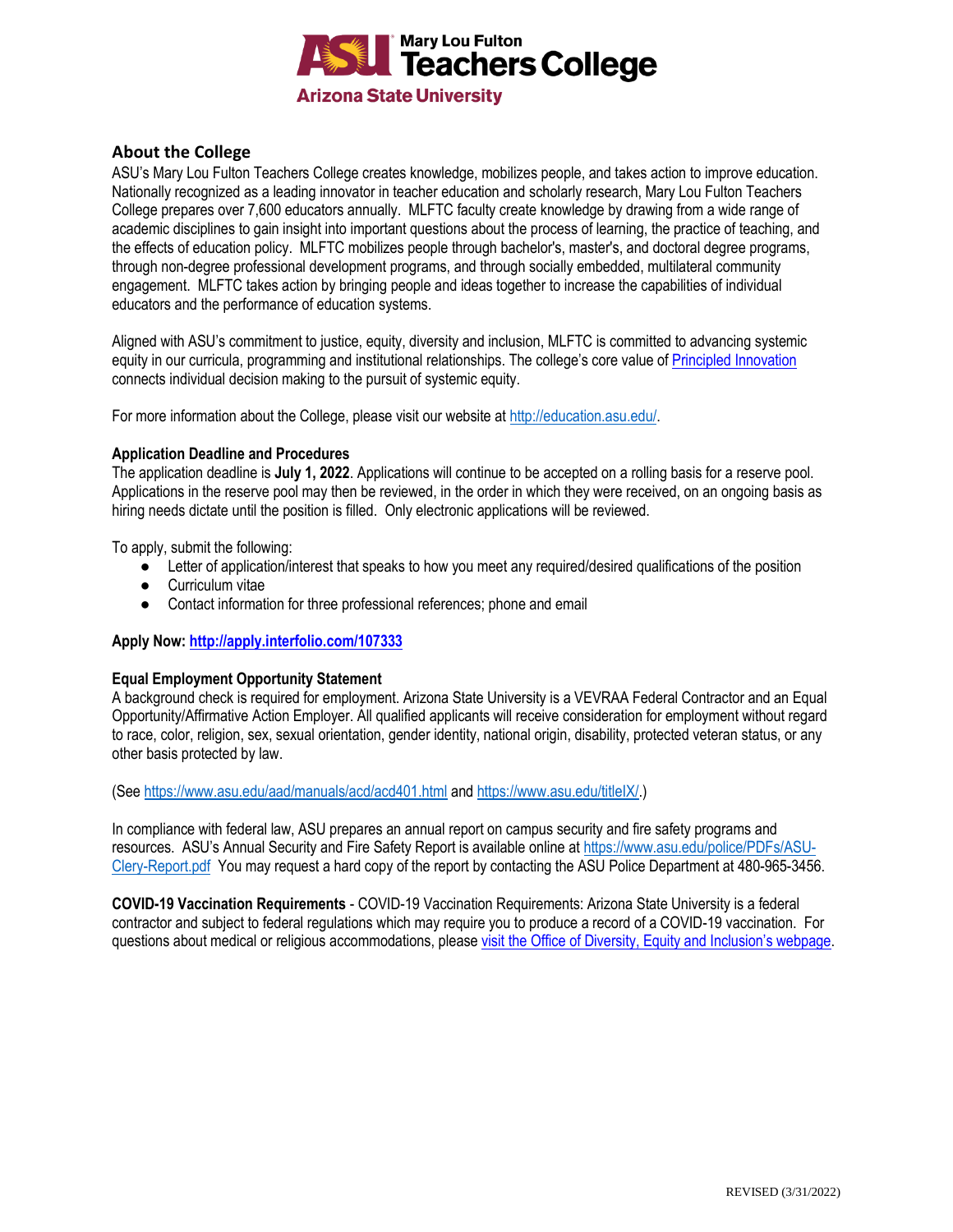## About the College

ASU's Mary Lou Fulton Teachers College creates knowledge, mobilizes people, and takes action to improve education. Nationally recognized as a leading innovator in teacher education and scholarly research, Mary Lou Fulton Teachers College prepares over 7,600 educators annually. MLFTC faculty create knowledge by drawing from a wide range of academic disciplines to gain insight into important questions about the process of learning, the practice of teaching, and the effects of education policy. MLFTC mobilizes people through bachelor's, master's, and doctoral degree programs, through non-degree professional development programs, and through socially embedded, multilateral community engagement. MLFTC takes action by bringing people and ideas together to increase the capabilities of individual educators and the performance of education systems.

Aligned with ASU's commitment to justice, equity, diversity and inclusion, MLFTC is committed to advancing systemic equity in our curricula, programming and institutional relationships. The college's core value of Principled Innovation connects individual decision making to the pursuit of systemic equity.

For more information about the College, please visit our website at http://education.asu.edu/.

### Application Deadline and Procedures

The application deadline is **July 1, 2022**. Applications will continue to be accepted on a rolling basis for a reserve pool. Applications in the reserve pool may then be reviewed, in the order in which they were received, on an ongoing basis as hiring needs dictate until the position is filled. Only electronic applications will be reviewed.

To apply, submit the following:

- Letter of application/interest that speaks to how you meet any required/desired qualifications of the position
- Curriculum vitae
- Contact information for three professional references; phone and email

**Apply Now: http://apply.interfolio.com/107333**

### Equal Employment Opportunity Statement

A background check is required for employment. Arizona State University is a VEVRAA Federal Contractor and an Equal Opportunity/Affirmative Action Employer. All qualified applicants will receive consideration for employment without regard to race, color, religion, sex, sexual orientation, gender identity, national origin, disability, protected veteran status, or any other basis protected by law.

(See https://www.asu.edu/aad/manuals/acd/acd401.html and https://www.asu.edu/titleIX/.)

In compliance with federal law, ASU prepares an annual report on campus security and fire safety programs and resources. ASU's Annual Security and Fire Safety Report is available online at https://www.asu.edu/police/PDFs/ASU-Clery-Report.pdf You may request a hard copy of the report by contacting the ASU Police Department at 480-965-3456.

**COVID-19 Vaccination Requirements** - COVID-19 Vaccination Requirements: Arizona State University is a federal contractor and subject to federal regulations which may require you to produce a record of a COVID-19 vaccination. For questions about medical or religious accommodations, please visit the Office of Diversity, Equity and Inclusion's webpage.

REVISED (3/31/2022)